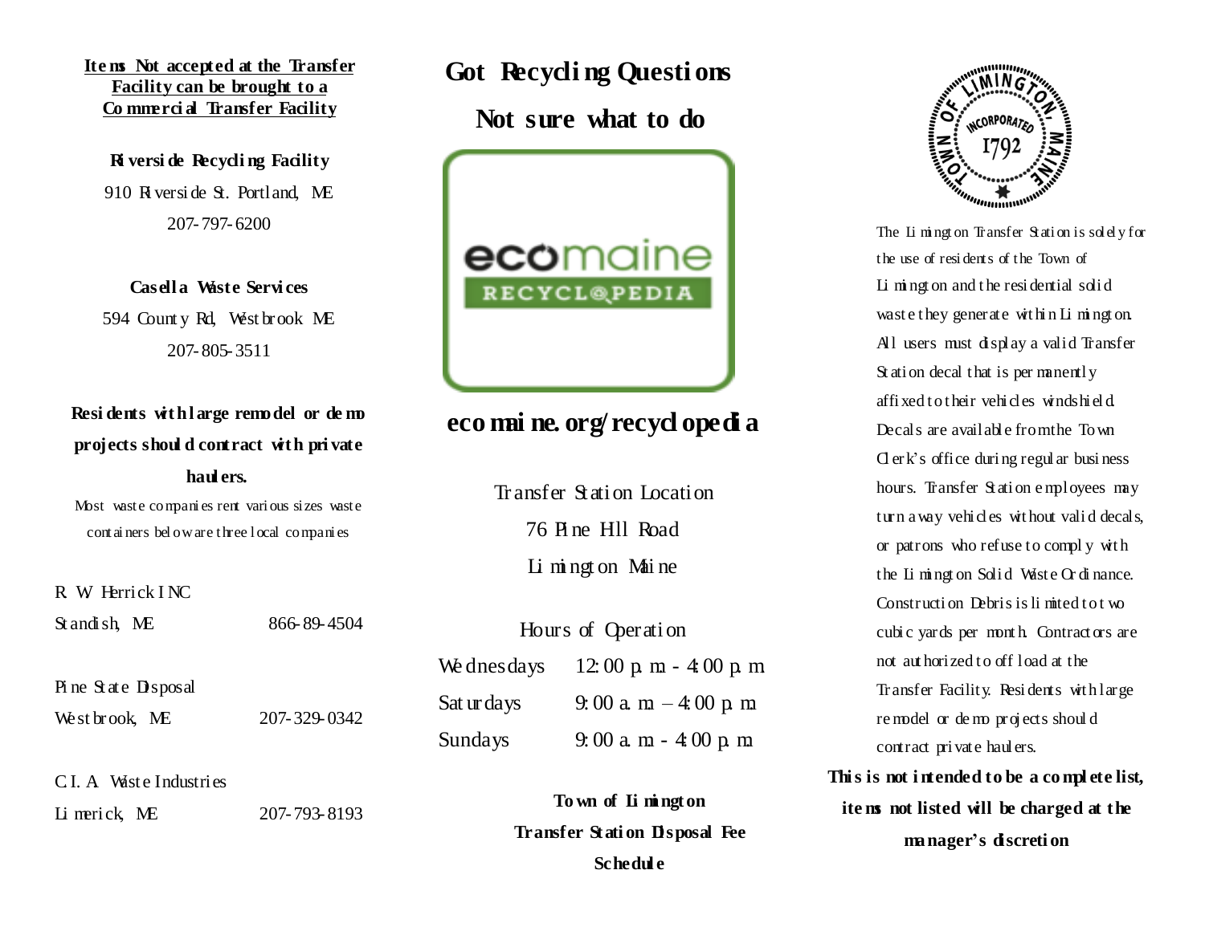**Items Not accepted at the Transfer Facility can be brought to a Commercial Transfer Facility**

**Riverside Recycling Facility**
910 Riverside St. Portland, ME
207-797-6200

**Casella Waste Services**
594 County Rd, Westbrook ME
207-805-3511

**Residents with large remodel or demo projects should contract with private haulers.**

Most waste companies rent various sizes waste containers below are three local companies

| | |
|---|---|
| R. W. Herrick INC<br>Standish, ME | 866-89-4504 |
| Pine State Disposal<br>Westbrook, ME | 207-329-0342 |
| C.I. A. Waste Industries<br>Limerick, ME | 207-793-8193 |

# Got Recycling Questions

## Not sure what to do

ecomaine RECYCLOPEDIA

## ecomaine.org/recyclopedia

Transfer Station Location
76 Pine Hill Road
Limington Maine

Hours of Operation

| | |
|---|---|
| Wednesdays | 12:00 p.m. - 4:00 p.m. |
| Saturdays | 9:00 a.m. – 4:00 p.m. |
| Sundays | 9:00 a.m. - 4:00 p.m. |

**Town of Limington Transfer Station Disposal Fee Schedule**

TOWN OF LIMINGTON, MAINE INCORPORATED 1792

The Limington Transfer Station is solely for the use of residents of the Town of Limington and the residential solid waste they generate within Limington. All users must display a valid Transfer Station decal that is permanently affixed to their vehicles windshield. Decals are available from the Town Clerk's office during regular business hours. Transfer Station employees may turn away vehicles without valid decals, or patrons who refuse to comply with the Limington Solid Waste Ordinance. Construction Debris is limited to two cubic yards per month. Contractors are not authorized to off load at the Transfer Facility. Residents with large remodel or demo projects should contract private haulers.

**This is not intended to be a complete list, items not listed will be charged at the manager's discretion**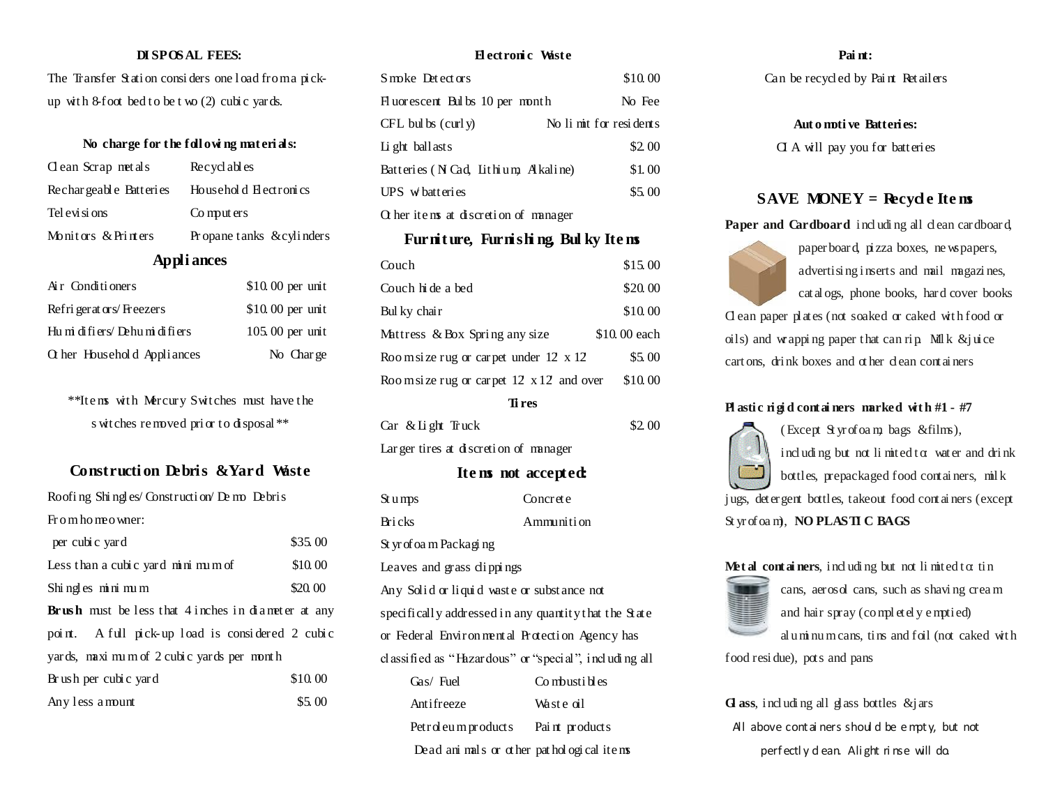**DISPOSAL FEES:**

The Transfer Station considers one load from a pick-up with 8-foot bed to be two (2) cubic yards.

**No charge for the following materials:**

| | |
|---|---|
| Clean Scrap metals | Recyclables |
| Rechargeable Batteries | Household Electronics |
| Televisions | Computers |
| Monitors & Printers | Propane tanks & cylinders |

## Appliances

| | |
|---|---|
| Air Conditioners | $10.00 per unit |
| Refrigerators/Freezers | $10.00 per unit |
| Humidifiers/Dehumidifiers | 105.00 per unit |
| Other Household Appliances | No Charge |

**Items with Mercury Switches must have the switches removed prior to disposal**

## Construction Debris & Yard Waste

Roofing Shingles/Construction/Demo Debris

From homeowner:

| | |
|---|---|
| per cubic yard | $35.00 |
| Less than a cubic yard minimum of | $10.00 |
| Shingles minimum | $20.00 |

**Brush** must be less that 4 inches in diameter at any point. A full pick-up load is considered 2 cubic yards, maximum of 2 cubic yards per month

| | |
|---|---|
| Brush per cubic yard | $10.00 |
| Any less amount | $5.00 |

**Electronic Waste**

| | |
|---|---|
| Smoke Detectors | $10.00 |
| Fluorescent Bulbs 10 per month | No Fee |
| CFL bulbs (curly) | No limit for residents |
| Light ballasts | $2.00 |
| Batteries (NiCad, Lithium, Alkaline) | $1.00 |
| UPS w/batteries | $5.00 |

Other items at discretion of manager

## Furniture, Furnishing, Bulky Items

| | |
|---|---|
| Couch | $15.00 |
| Couch hide a bed | $20.00 |
| Bulky chair | $10.00 |
| Mattress & Box Spring any size | $10.00 each |
| Room size rug or carpet under 12' x 12' | $5.00 |
| Room size rug or carpet 12' x 12' and over | $10.00 |

**Tires**

| | |
|---|---|
| Car & Light Truck | $2.00 |

Larger tires at discretion of manager

## Items not accepted:

| | |
|---|---|
| Stumps | Concrete |
| Bricks | Ammunition |

Styrofoam Packaging

Leaves and grass clippings

Any Solid or liquid waste or substance not specifically addressed in any quantity that the State or Federal Environmental Protection Agency has classified as "Hazardous" or "special", including all

| | |
|---|---|
| Gas/ Fuel | Combustibles |
| Antifreeze | Waste oil |
| Petroleum products | Paint products |

Dead animals or other pathological items

**Paint:**

Can be recycled by Paint Retailers

**Automotive Batteries:**

CIA will pay you for batteries

## SAVE MONEY = Recycle Items

**Paper and Cardboard** including all clean cardboard, paperboard, pizza boxes, newspapers, advertising inserts and mail magazines, catalogs, phone books, hard cover books Clean paper plates (not soaked or caked with food or oils) and wrapping paper that can rip. Milk & juice cartons, drink boxes and other clean containers

**Plastic rigid containers marked with #1 - #7** (Except Styrofoam, bags & films), including but not limited to: water and drink bottles, prepackaged food containers, milk jugs, detergent bottles, takeout food containers (except Styrofoam), **NO PLASTIC BAGS**

**Metal containers**, including but not limited to: tin cans, aerosol cans, such as shaving cream and hair spray (completely emptied) aluminum cans, tins and foil (not caked with food residue), pots and pans

**Glass**, including all glass bottles & jars

All above containers should be empty, but not perfectly clean. A light rinse will do.